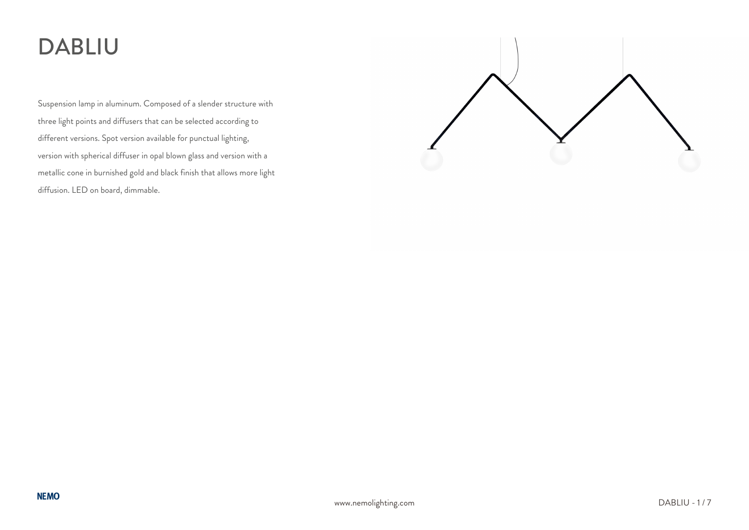# DABLIU

Suspension lamp in aluminum. Composed of a slender structure with three light points and diffusers that can be selected according to different versions. Spot version available for punctual lighting, version with spherical diffuser in opal blown glass and version with a metallic cone in burnished gold and black finish that allows more light diffusion. LED on board, dimmable.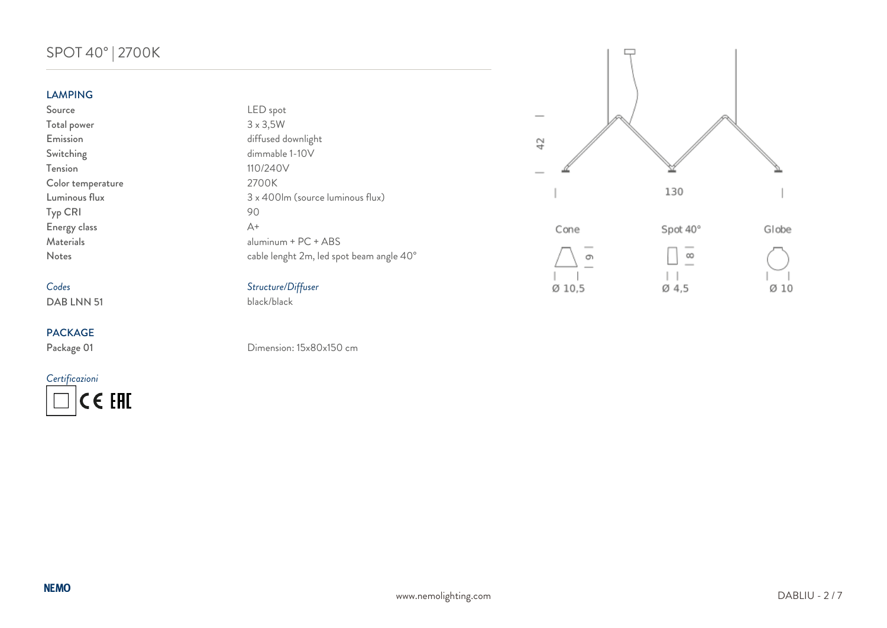# SPOT 40° | 2700K

## LAMPING

| | |
|---|---|
| Source | LED spot |
| Total power | 3 x 3,5W |
| Emission | diffused downlight |
| Switching | dimmable 1-10V |
| Tension | 110/240V |
| Color temperature | 2700K |
| Luminous flux | 3 x 400lm (source luminous flux) |
| Typ CRI | 90 |
| Energy class | A+ |
| Materials | aluminum + PC + ABS |
| Notes | cable lenght 2m, led spot beam angle 40° |

| *Codes* | *Structure/Diffuser* |
|---|---|
| DAB LNN 51 | black/black |

## PACKAGE

| | |
|---|---|
| Package 01 | Dimension: 15x80x150 cm |

*Certificazioni*

CE EAC

42

130

Cone — 9 — Ø 10,5

Spot 40° — 8 — Ø 4,5

Globe — Ø 10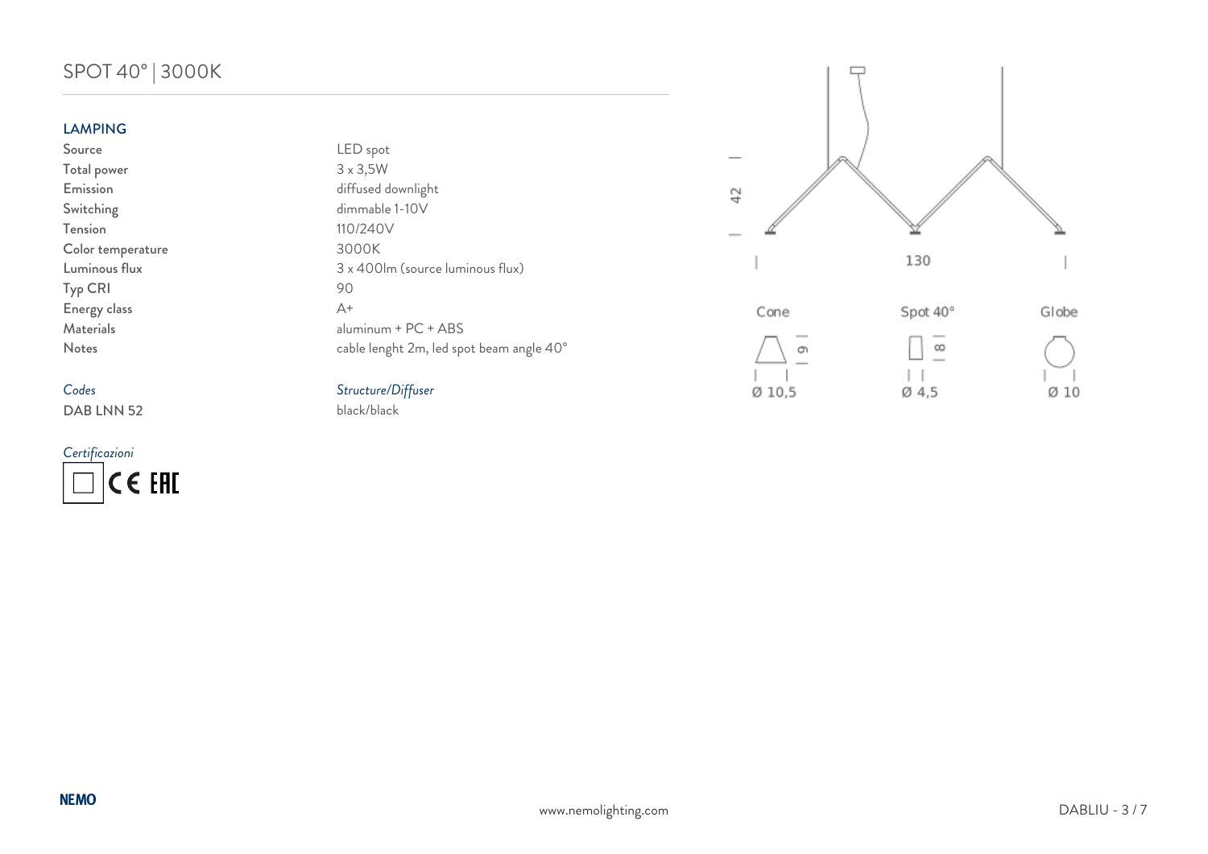# SPOT 40° | 3000K

## LAMPING

| | |
|---|---|
| Source | LED spot |
| Total power | 3 x 3,5W |
| Emission | diffused downlight |
| Switching | dimmable 1-10V |
| Tension | 110/240V |
| Color temperature | 3000K |
| Luminous flux | 3 x 400lm (source luminous flux) |
| Typ CRI | 90 |
| Energy class | A+ |
| Materials | aluminum + PC + ABS |
| Notes | cable lenght 2m, led spot beam angle 40° |

| *Codes* | *Structure/Diffuser* |
|---|---|
| DAB LNN 52 | black/black |

*Certificazioni*

CE EAC

42

130

Cone — 9 — Ø 10,5

Spot 40° — 8 — Ø 4,5

Globe — Ø 10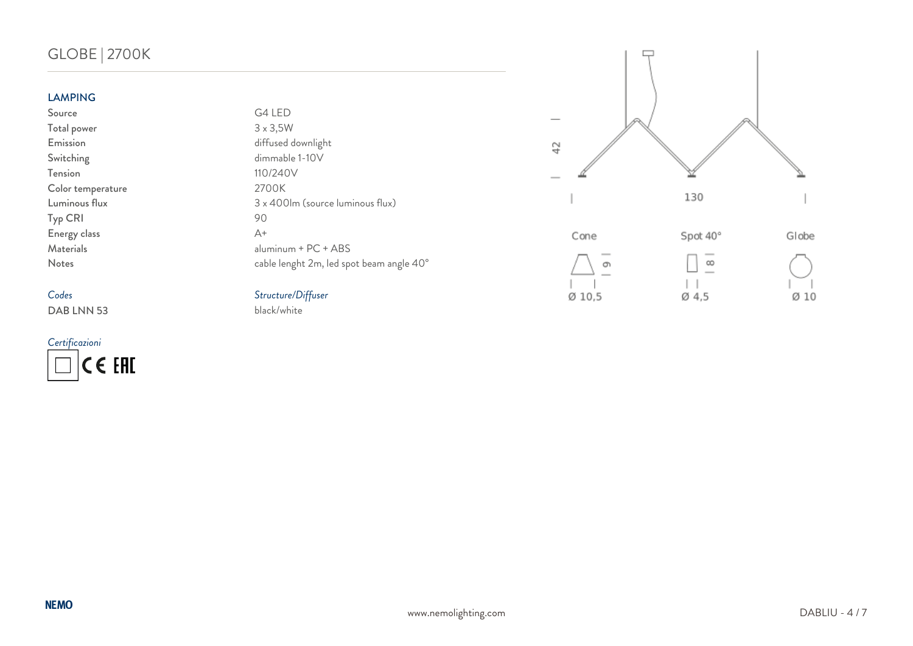# GLOBE | 2700K

## LAMPING

| | |
|---|---|
| Source | G4 LED |
| Total power | 3 x 3,5W |
| Emission | diffused downlight |
| Switching | dimmable 1-10V |
| Tension | 110/240V |
| Color temperature | 2700K |
| Luminous flux | 3 x 400lm (source luminous flux) |
| Typ CRI | 90 |
| Energy class | A+ |
| Materials | aluminum + PC + ABS |
| Notes | cable lenght 2m, led spot beam angle 40° |

| *Codes* | *Structure/Diffuser* |
|---|---|
| DAB LNN 53 | black/white |

*Certificazioni*

CE EAC

42

130

Cone — 9 — Ø 10,5

Spot 40° — 8 — Ø 4,5

Globe — Ø 10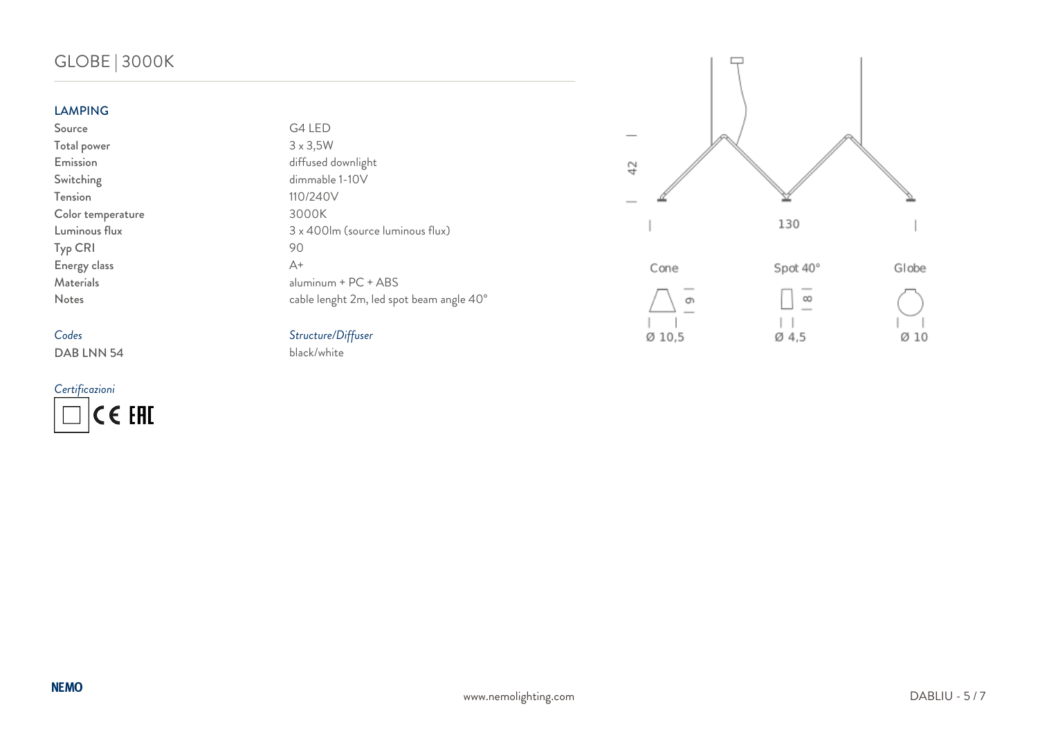# GLOBE | 3000K

## LAMPING

| | |
|---|---|
| Source | G4 LED |
| Total power | 3 x 3,5W |
| Emission | diffused downlight |
| Switching | dimmable 1-10V |
| Tension | 110/240V |
| Color temperature | 3000K |
| Luminous flux | 3 x 400lm (source luminous flux) |
| Typ CRI | 90 |
| Energy class | A+ |
| Materials | aluminum + PC + ABS |
| Notes | cable lenght 2m, led spot beam angle 40° |

| *Codes* | *Structure/Diffuser* |
|---|---|
| DAB LNN 54 | black/white |

*Certificazioni*

42

130

Cone

9

Ø 10,5

Spot 40°

8

Ø 4,5

Globe

Ø 10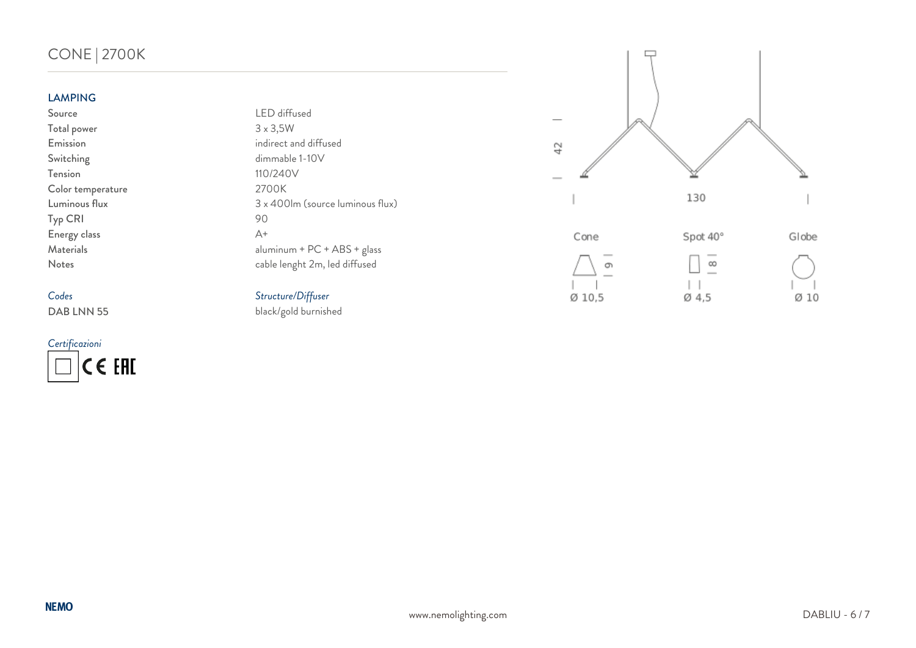# CONE | 2700K

## LAMPING

| | |
|---|---|
| Source | LED diffused |
| Total power | 3 x 3,5W |
| Emission | indirect and diffused |
| Switching | dimmable 1-10V |
| Tension | 110/240V |
| Color temperature | 2700K |
| Luminous flux | 3 x 400lm (source luminous flux) |
| Typ CRI | 90 |
| Energy class | A+ |
| Materials | aluminum + PC + ABS + glass |
| Notes | cable lenght 2m, led diffused |

| *Codes* | *Structure/Diffuser* |
|---|---|
| DAB LNN 55 | black/gold burnished |

*Certificazioni*

CE EAC

42

130

Cone — 9 — Ø 10,5

Spot 40° — 8 — Ø 4,5

Globe — Ø 10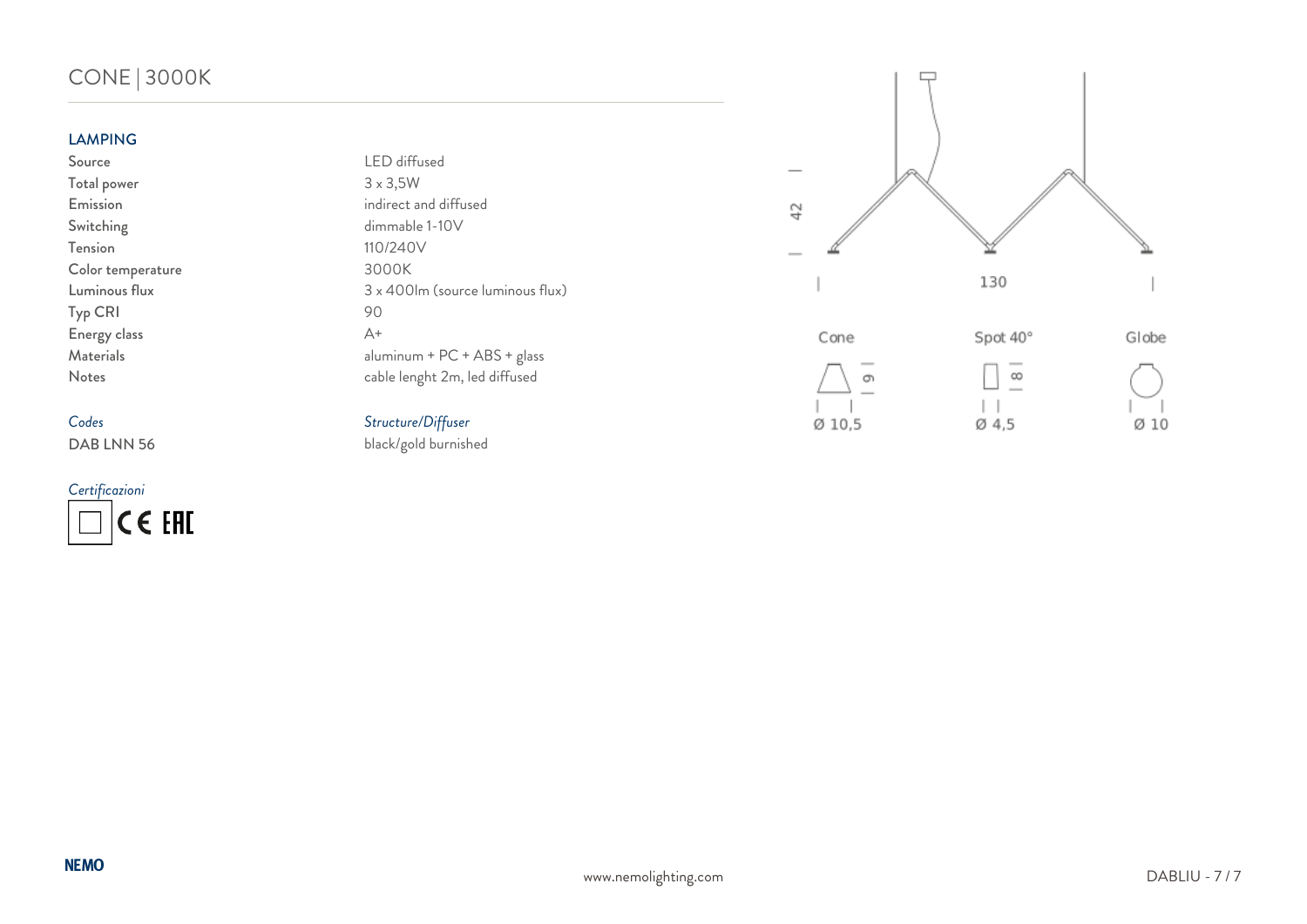# CONE | 3000K

## LAMPING

| | |
|---|---|
| Source | LED diffused |
| Total power | 3 x 3,5W |
| Emission | indirect and diffused |
| Switching | dimmable 1-10V |
| Tension | 110/240V |
| Color temperature | 3000K |
| Luminous flux | 3 x 400lm (source luminous flux) |
| Typ CRI | 90 |
| Energy class | A+ |
| Materials | aluminum + PC + ABS + glass |
| Notes | cable lenght 2m, led diffused |

| *Codes* | *Structure/Diffuser* |
|---|---|
| DAB LNN 56 | black/gold burnished |

*Certificazioni*

CE EAC

42

130

Cone

9

Ø 10,5

Spot 40°

8

Ø 4,5

Globe

Ø 10